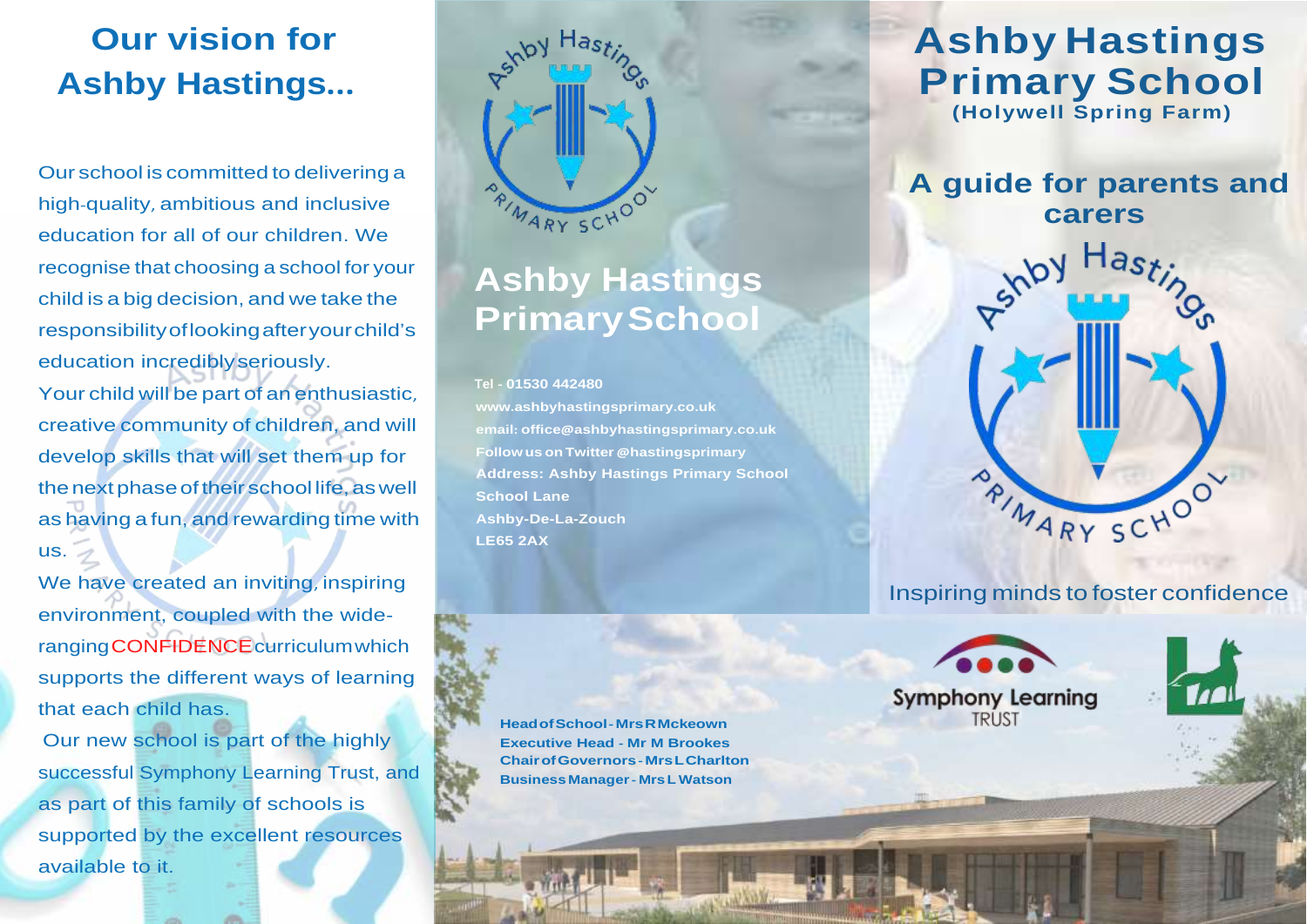## Our vision for Ashby Hastings...

Our school is committed to delivering a high-quality, ambitious and inclusive education for all of our children. We recognise that choosing a school for your child is a big decision, and we take the responsibility of looking after your child's education incredibly seriously.

Your child will be part of an enthusiastic, creative community of children, and will develop skills that will set them up for the next phase of their school life, as well as having a fun, and rewarding time with us.

We have created an inviting, inspiring environment, coupled with the wide-ranging CONFIDENCE curriculum which supports the different ways of learning that each child has.

Our new school is part of the highly successful Symphony Learning Trust, and as part of this family of schools is supported by the excellent resources available to it.

## Ashby Hastings Primary School

**Tel - 01530 442480**
**www.ashbyhastingsprimary.co.uk**
**email: office@ashbyhastingsprimary.co.uk**
**Follow us on Twitter @hastingsprimary**
**Address: Ashby Hastings Primary School**
**School Lane**
**Ashby-De-La-Zouch**
**LE65 2AX**

**Head of School - Mrs R Mckeown**
**Executive Head - Mr M Brookes**
**Chair of Governors - Mrs L Charlton**
**Business Manager - Mrs L Watson**

# Ashby Hastings Primary School

**(Holywell Spring Farm)**

## A guide for parents and carers

Inspiring minds to foster confidence

Symphony Learning TRUST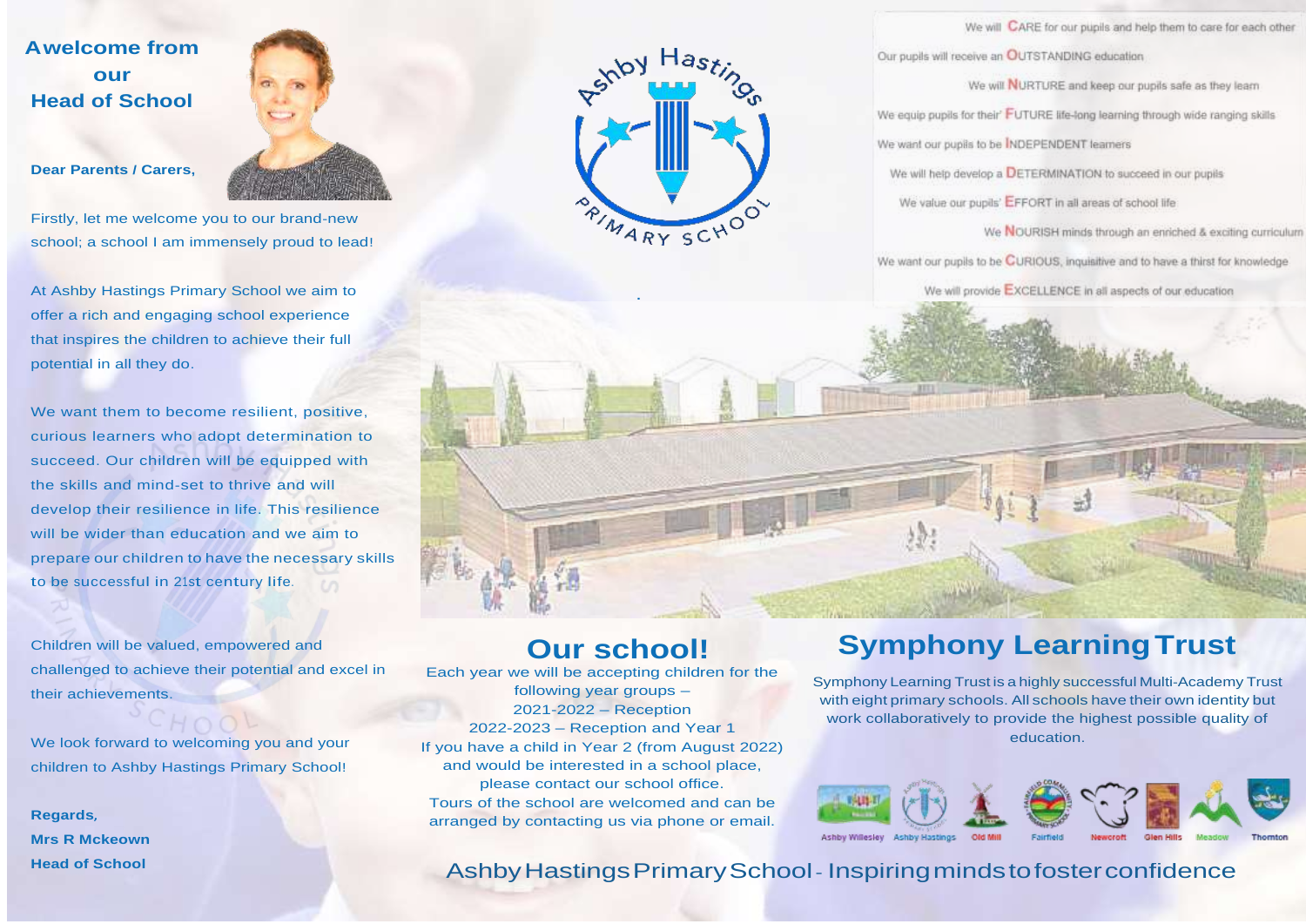## A welcome from our Head of School

**Dear Parents / Carers,**

Firstly, let me welcome you to our brand-new school; a school I am immensely proud to lead!

At Ashby Hastings Primary School we aim to offer a rich and engaging school experience that inspires the children to achieve their full potential in all they do.

We want them to become resilient, positive, curious learners who adopt determination to succeed. Our children will be equipped with the skills and mind-set to thrive and will develop their resilience in life. This resilience will be wider than education and we aim to prepare our children to have the necessary skills to be successful in 21st century life.

Children will be valued, empowered and challenged to achieve their potential and excel in their achievements.

We look forward to welcoming you and your children to Ashby Hastings Primary School!

**Regards,**
**Mrs R Mckeown**
**Head of School**

Ashby Hastings Primary School

We will CARE for our pupils and help them to care for each other

Our pupils will receive an OUTSTANDING education

We will NURTURE and keep our pupils safe as they learn

We equip pupils for their' FUTURE life-long learning through wide ranging skills

We want our pupils to be INDEPENDENT learners

We will help develop a DETERMINATION to succeed in our pupils

We value our pupils' EFFORT in all areas of school life

We NOURISH minds through an enriched & exciting curriculum

We want our pupils to be CURIOUS, inquisitive and to have a thirst for knowledge

We will provide EXCELLENCE in all aspects of our education

## Our school!

Each year we will be accepting children for the following year groups –
2021-2022 – Reception
2022-2023 – Reception and Year 1
If you have a child in Year 2 (from August 2022) and would be interested in a school place, please contact our school office.
Tours of the school are welcomed and can be arranged by contacting us via phone or email.

## Symphony Learning Trust

Symphony Learning Trust is a highly successful Multi-Academy Trust with eight primary schools. All schools have their own identity but work collaboratively to provide the highest possible quality of education.

Ashby Willesley, Ashby Hastings, Old Mill, Fairfield, Newcroft, Glen Hills, Meadow, Thornton

Ashby Hastings Primary School - Inspiring minds to foster confidence